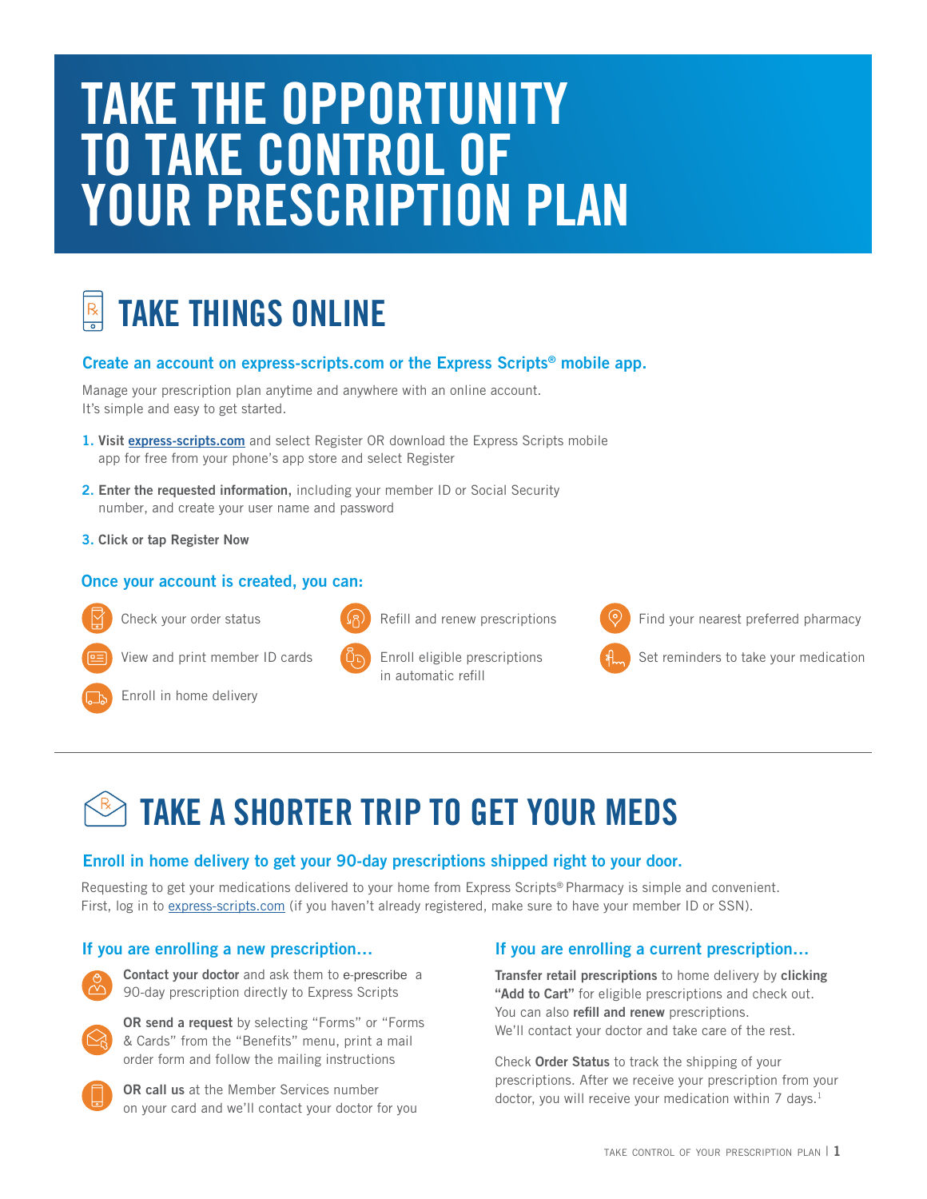# TAKE THE OPPORTUNITY TO TAKE CONTROL OF YOUR PRESCRIPTION PLAN

## TAKE THINGS ONLINE

### Create an account on express-scripts.com or the Express Scripts® mobile app.

Manage your prescription plan anytime and anywhere with an online account. It's simple and easy to get started.

1. **Visit express-scripts.com** and select Register OR download the Express Scripts mobile app for free from your phone's app store and select Register
2. **Enter the requested information,** including your member ID or Social Security number, and create your user name and password
3. **Click or tap Register Now**

### Once your account is created, you can:

- Check your order status
- View and print member ID cards
- Enroll in home delivery
- Refill and renew prescriptions
- Enroll eligible prescriptions in automatic refill
- Find your nearest preferred pharmacy
- Set reminders to take your medication

## TAKE A SHORTER TRIP TO GET YOUR MEDS

### Enroll in home delivery to get your 90-day prescriptions shipped right to your door.

Requesting to get your medications delivered to your home from Express Scripts® Pharmacy is simple and convenient. First, log in to express-scripts.com (if you haven't already registered, make sure to have your member ID or SSN).

### If you are enrolling a new prescription…

**Contact your doctor** and ask them to e-prescribe a 90-day prescription directly to Express Scripts

**OR send a request** by selecting "Forms" or "Forms & Cards" from the "Benefits" menu, print a mail order form and follow the mailing instructions

**OR call us** at the Member Services number on your card and we'll contact your doctor for you

### If you are enrolling a current prescription…

**Transfer retail prescriptions** to home delivery by **clicking "Add to Cart"** for eligible prescriptions and check out. You can also **refill and renew** prescriptions. We'll contact your doctor and take care of the rest.

Check **Order Status** to track the shipping of your prescriptions. After we receive your prescription from your doctor, you will receive your medication within 7 days.[1]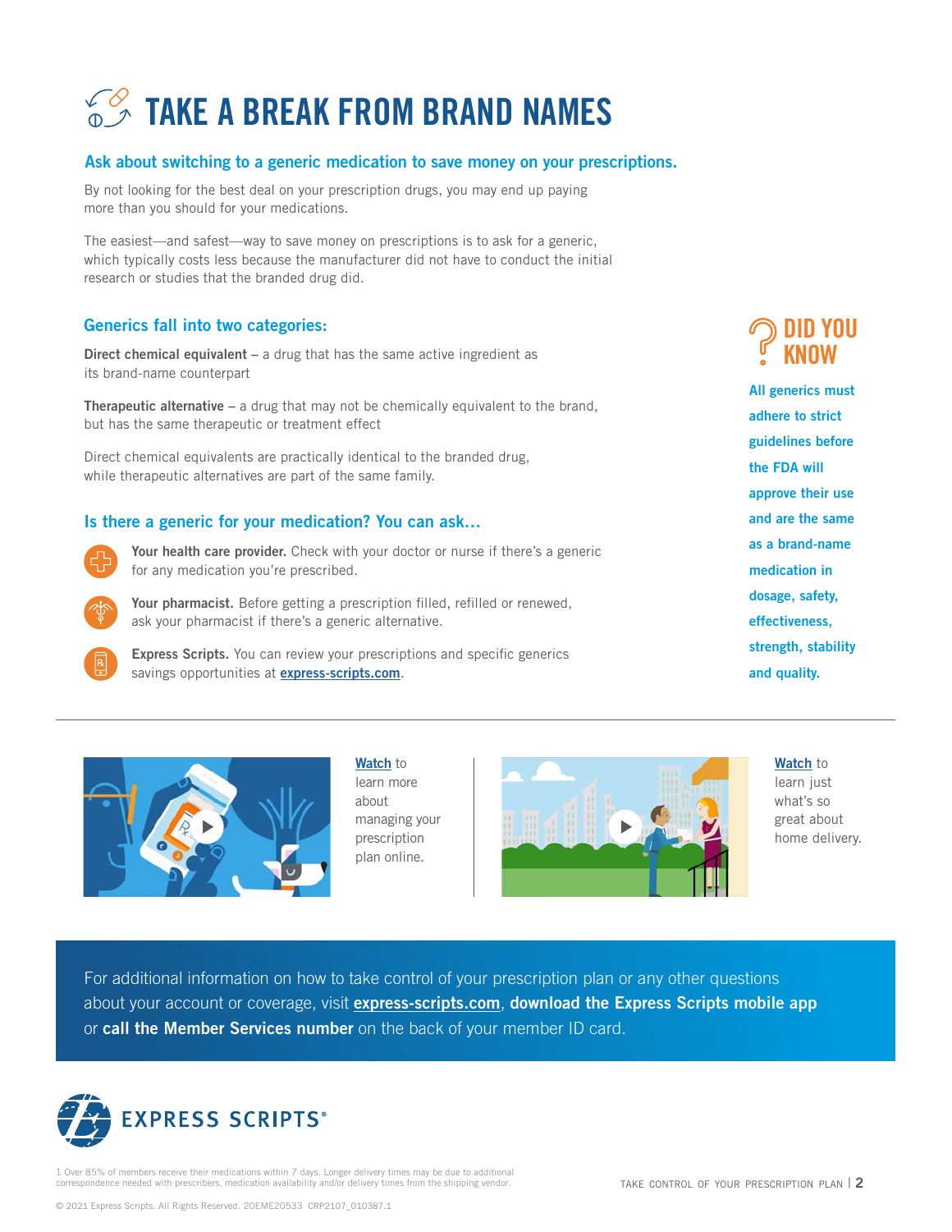# TAKE A BREAK FROM BRAND NAMES

## Ask about switching to a generic medication to save money on your prescriptions.

By not looking for the best deal on your prescription drugs, you may end up paying more than you should for your medications.

The easiest—and safest—way to save money on prescriptions is to ask for a generic, which typically costs less because the manufacturer did not have to conduct the initial research or studies that the branded drug did.

## Generics fall into two categories:

**Direct chemical equivalent** – a drug that has the same active ingredient as its brand-name counterpart

**Therapeutic alternative** – a drug that may not be chemically equivalent to the brand, but has the same therapeutic or treatment effect

Direct chemical equivalents are practically identical to the branded drug, while therapeutic alternatives are part of the same family.

## Is there a generic for your medication? You can ask…

**Your health care provider.** Check with your doctor or nurse if there's a generic for any medication you're prescribed.

**Your pharmacist.** Before getting a prescription filled, refilled or renewed, ask your pharmacist if there's a generic alternative.

**Express Scripts.** You can review your prescriptions and specific generics savings opportunities at express-scripts.com.

## DID YOU KNOW

**All generics must adhere to strict guidelines before the FDA will approve their use and are the same as a brand-name medication in dosage, safety, effectiveness, strength, stability and quality.**

---

Watch to learn more about managing your prescription plan online.

Watch to learn just what's so great about home delivery.

For additional information on how to take control of your prescription plan or any other questions about your account or coverage, visit **express-scripts.com**, **download the Express Scripts mobile app** or **call the Member Services number** on the back of your member ID card.

EXPRESS SCRIPTS®

1 Over 85% of members receive their medications within 7 days. Longer delivery times may be due to additional correspondence needed with prescribers, medication availability and/or delivery times from the shipping vendor.

© 2021 Express Scripts. All Rights Reserved. 20EME20533 CRP2107_010387.1